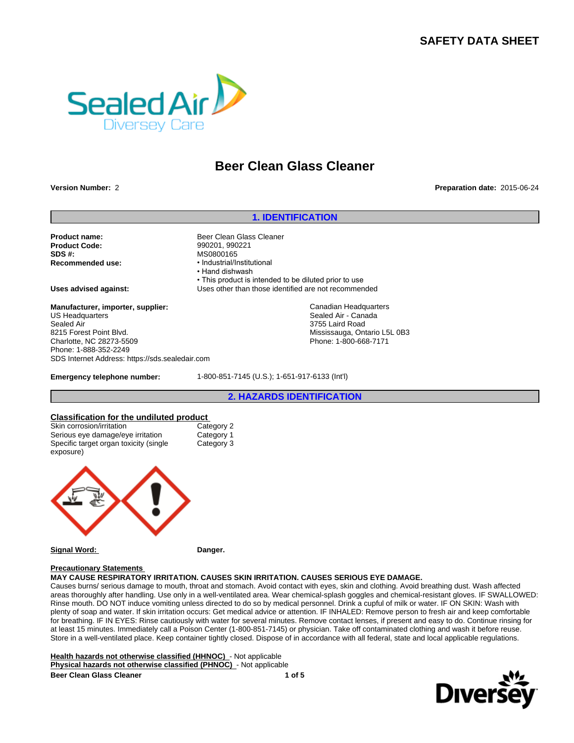# SAFETY DATA SHEET

# Beer Clean Glass Cleaner

**Version Number:** 2

**Preparation date:** 2015-06-24

## 1. IDENTIFICATION

**Product name:** Beer Clean Glass Cleaner
**Product Code:** 990201, 990221
**SDS #:** MS0800165
**Recommended use:**
- Industrial/Institutional
- Hand dishwash
- This product is intended to be diluted prior to use

**Uses advised against:** Uses other than those identified are not recommended

**Manufacturer, importer, supplier:**
US Headquarters
Sealed Air
8215 Forest Point Blvd.
Charlotte, NC 28273-5509
Phone: 1-888-352-2249
SDS Internet Address: https://sds.sealedair.com

Canadian Headquarters
Sealed Air - Canada
3755 Laird Road
Mississauga, Ontario L5L 0B3
Phone: 1-800-668-7171

**Emergency telephone number:** 1-800-851-7145 (U.S.); 1-651-917-6133 (Int'l)

## 2. HAZARDS IDENTIFICATION

**Classification for the undiluted product**

| | |
|---|---|
| Skin corrosion/irritation | Category 2 |
| Serious eye damage/eye irritation | Category 1 |
| Specific target organ toxicity (single exposure) | Category 3 |

**Signal Word:** **Danger.**

**Precautionary Statements**

**MAY CAUSE RESPIRATORY IRRITATION. CAUSES SKIN IRRITATION. CAUSES SERIOUS EYE DAMAGE.**

Causes burns/ serious damage to mouth, throat and stomach. Avoid contact with eyes, skin and clothing. Avoid breathing dust. Wash affected areas thoroughly after handling. Use only in a well-ventilated area. Wear chemical-splash goggles and chemical-resistant gloves. IF SWALLOWED: Rinse mouth. DO NOT induce vomiting unless directed to do so by medical personnel. Drink a cupful of milk or water. IF ON SKIN: Wash with plenty of soap and water. If skin irritation occurs: Get medical advice or attention. IF INHALED: Remove person to fresh air and keep comfortable for breathing. IF IN EYES: Rinse cautiously with water for several minutes. Remove contact lenses, if present and easy to do. Continue rinsing for at least 15 minutes. Immediately call a Poison Center (1-800-851-7145) or physician. Take off contaminated clothing and wash it before reuse. Store in a well-ventilated place. Keep container tightly closed. Dispose of in accordance with all federal, state and local applicable regulations.

**Health hazards not otherwise classified (HHNOC)** - Not applicable
**Physical hazards not otherwise classified (PHNOC)** - Not applicable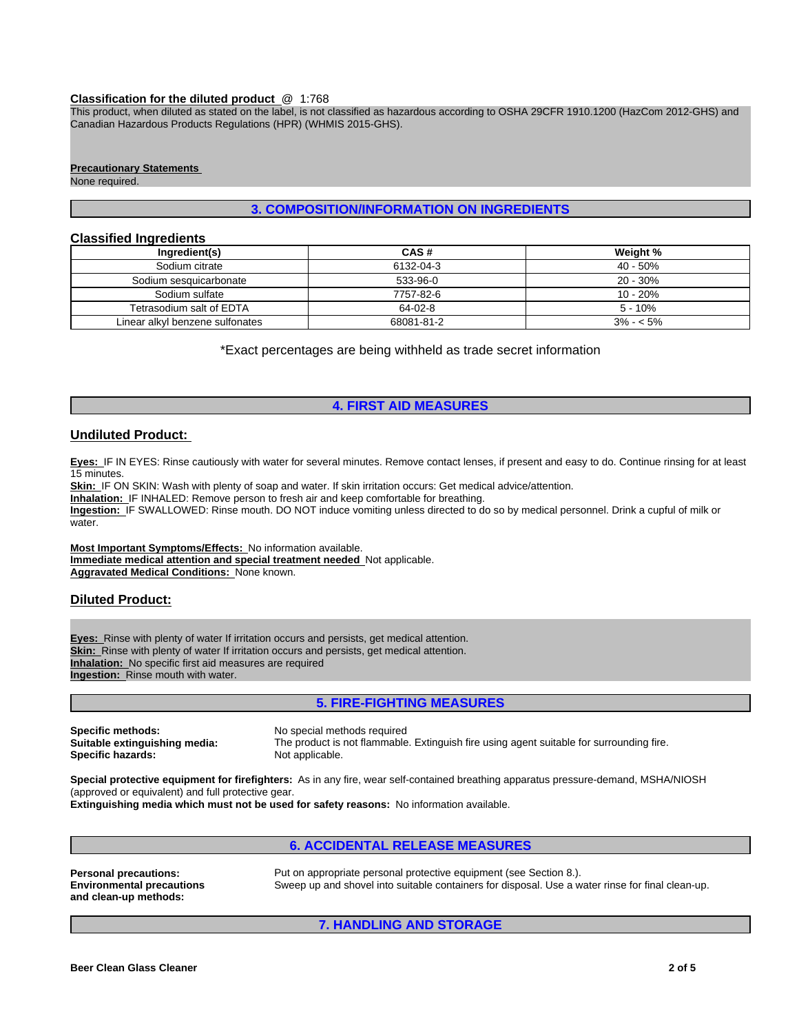**Classification for the diluted product** @ 1:768

This product, when diluted as stated on the label, is not classified as hazardous according to OSHA 29CFR 1910.1200 (HazCom 2012-GHS) and Canadian Hazardous Products Regulations (HPR) (WHMIS 2015-GHS).

**Precautionary Statements**

None required.

## 3. COMPOSITION/INFORMATION ON INGREDIENTS

### Classified Ingredients

| Ingredient(s) | CAS # | Weight % |
|---|---|---|
| Sodium citrate | 6132-04-3 | 40 - 50% |
| Sodium sesquicarbonate | 533-96-0 | 20 - 30% |
| Sodium sulfate | 7757-82-6 | 10 - 20% |
| Tetrasodium salt of EDTA | 64-02-8 | 5 - 10% |
| Linear alkyl benzene sulfonates | 68081-81-2 | 3% - < 5% |

*Exact percentages are being withheld as trade secret information

## 4. FIRST AID MEASURES

### Undiluted Product:

**Eyes:** IF IN EYES: Rinse cautiously with water for several minutes. Remove contact lenses, if present and easy to do. Continue rinsing for at least 15 minutes.

**Skin:** IF ON SKIN: Wash with plenty of soap and water. If skin irritation occurs: Get medical advice/attention.

**Inhalation:** IF INHALED: Remove person to fresh air and keep comfortable for breathing.

**Ingestion:** IF SWALLOWED: Rinse mouth. DO NOT induce vomiting unless directed to do so by medical personnel. Drink a cupful of milk or water.

**Most Important Symptoms/Effects:** No information available.

**Immediate medical attention and special treatment needed** Not applicable.

**Aggravated Medical Conditions:** None known.

### Diluted Product:

**Eyes:** Rinse with plenty of water If irritation occurs and persists, get medical attention.

**Skin:** Rinse with plenty of water If irritation occurs and persists, get medical attention.

**Inhalation:** No specific first aid measures are required

**Ingestion:** Rinse mouth with water.

## 5. FIRE-FIGHTING MEASURES

**Specific methods:** No special methods required

**Suitable extinguishing media:** The product is not flammable. Extinguish fire using agent suitable for surrounding fire.

**Specific hazards:** Not applicable.

**Special protective equipment for firefighters:** As in any fire, wear self-contained breathing apparatus pressure-demand, MSHA/NIOSH (approved or equivalent) and full protective gear.

**Extinguishing media which must not be used for safety reasons:** No information available.

## 6. ACCIDENTAL RELEASE MEASURES

**Personal precautions:** Put on appropriate personal protective equipment (see Section 8.).

**Environmental precautions and clean-up methods:** Sweep up and shovel into suitable containers for disposal. Use a water rinse for final clean-up.

## 7. HANDLING AND STORAGE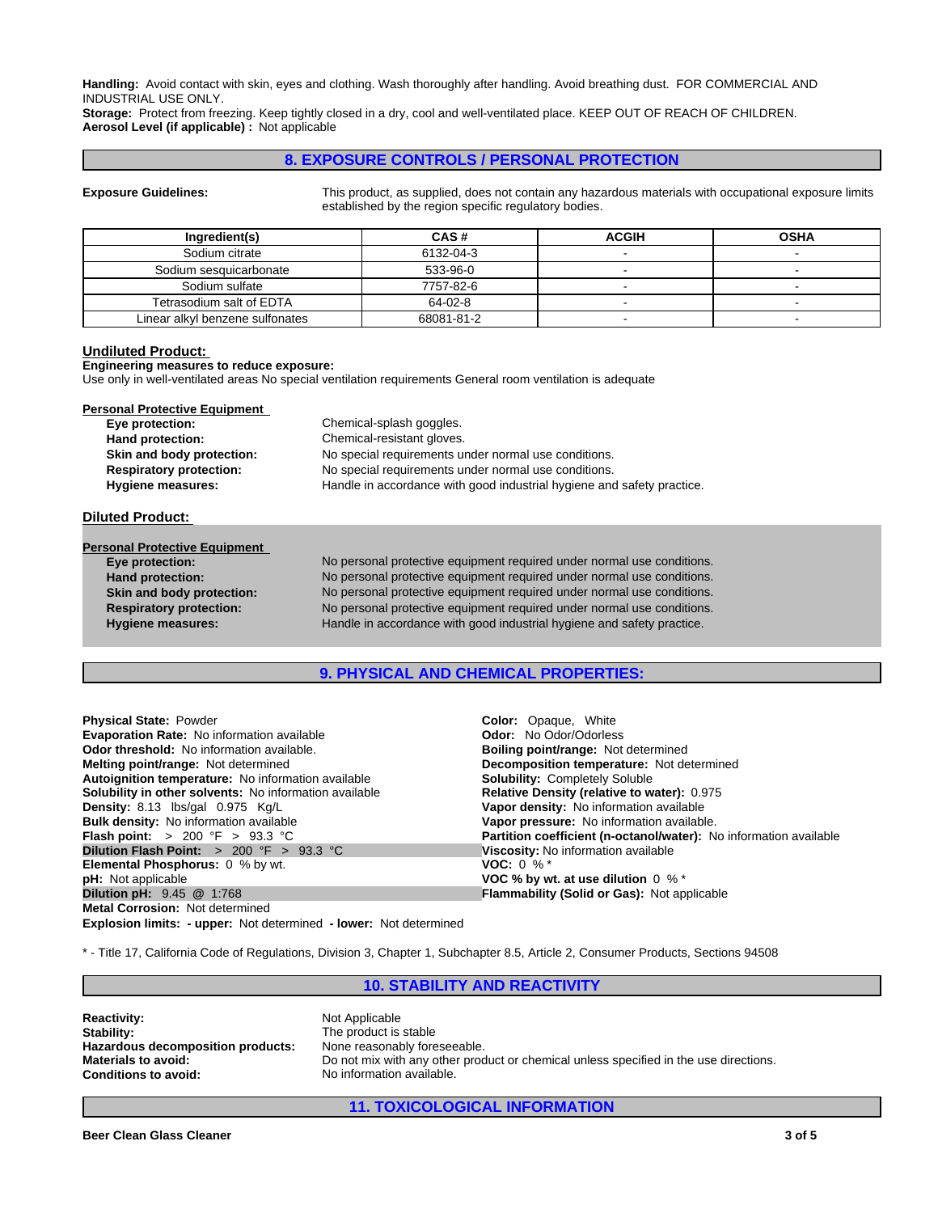**Handling:** Avoid contact with skin, eyes and clothing. Wash thoroughly after handling. Avoid breathing dust. FOR COMMERCIAL AND INDUSTRIAL USE ONLY.
**Storage:** Protect from freezing. Keep tightly closed in a dry, cool and well-ventilated place. KEEP OUT OF REACH OF CHILDREN.
**Aerosol Level (if applicable) :** Not applicable

## 8. EXPOSURE CONTROLS / PERSONAL PROTECTION

**Exposure Guidelines:** This product, as supplied, does not contain any hazardous materials with occupational exposure limits established by the region specific regulatory bodies.

| Ingredient(s) | CAS # | ACGIH | OSHA |
|---|---|---|---|
| Sodium citrate | 6132-04-3 | - | - |
| Sodium sesquicarbonate | 533-96-0 | - | - |
| Sodium sulfate | 7757-82-6 | - | - |
| Tetrasodium salt of EDTA | 64-02-8 | - | - |
| Linear alkyl benzene sulfonates | 68081-81-2 | - | - |

**Undiluted Product:**

**Engineering measures to reduce exposure:**
Use only in well-ventilated areas No special ventilation requirements General room ventilation is adequate

**Personal Protective Equipment**

- **Eye protection:** Chemical-splash goggles.
- **Hand protection:** Chemical-resistant gloves.
- **Skin and body protection:** No special requirements under normal use conditions.
- **Respiratory protection:** No special requirements under normal use conditions.
- **Hygiene measures:** Handle in accordance with good industrial hygiene and safety practice.

**Diluted Product:**

**Personal Protective Equipment**

- **Eye protection:** No personal protective equipment required under normal use conditions.
- **Hand protection:** No personal protective equipment required under normal use conditions.
- **Skin and body protection:** No personal protective equipment required under normal use conditions.
- **Respiratory protection:** No personal protective equipment required under normal use conditions.
- **Hygiene measures:** Handle in accordance with good industrial hygiene and safety practice.

## 9. PHYSICAL AND CHEMICAL PROPERTIES:

**Physical State:** Powder
**Evaporation Rate:** No information available
**Odor threshold:** No information available.
**Melting point/range:** Not determined
**Autoignition temperature:** No information available
**Solubility in other solvents:** No information available
**Density:** 8.13 lbs/gal 0.975 Kg/L
**Bulk density:** No information available
**Flash point:** > 200 °F > 93.3 °C
**Dilution Flash Point:** > 200 °F > 93.3 °C
**Elemental Phosphorus:** 0 % by wt.
**pH:** Not applicable
**Dilution pH:** 9.45 @ 1:768
**Metal Corrosion:** Not determined
**Explosion limits: - upper:** Not determined **- lower:** Not determined

**Color:** Opaque, White
**Odor:** No Odor/Odorless
**Boiling point/range:** Not determined
**Decomposition temperature:** Not determined
**Solubility:** Completely Soluble
**Relative Density (relative to water):** 0.975
**Vapor density:** No information available
**Vapor pressure:** No information available.
**Partition coefficient (n-octanol/water):** No information available
**Viscosity:** No information available
**VOC:** 0 % *
**VOC % by wt. at use dilution** 0 % *
**Flammability (Solid or Gas):** Not applicable

* - Title 17, California Code of Regulations, Division 3, Chapter 1, Subchapter 8.5, Article 2, Consumer Products, Sections 94508

## 10. STABILITY AND REACTIVITY

**Reactivity:** Not Applicable
**Stability:** The product is stable
**Hazardous decomposition products:** None reasonably foreseeable.
**Materials to avoid:** Do not mix with any other product or chemical unless specified in the use directions.
**Conditions to avoid:** No information available.

## 11. TOXICOLOGICAL INFORMATION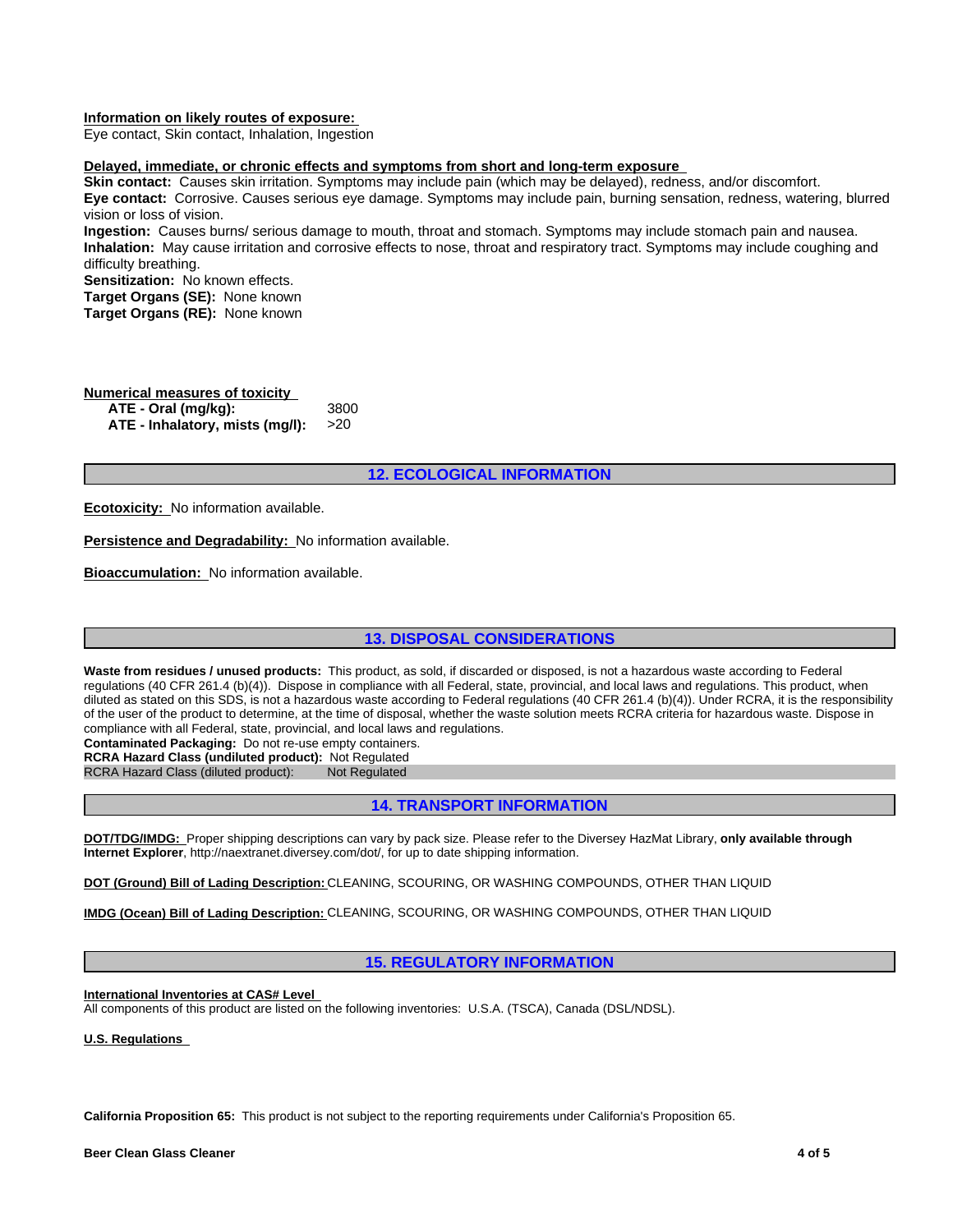**Information on likely routes of exposure:**
Eye contact, Skin contact, Inhalation, Ingestion

**Delayed, immediate, or chronic effects and symptoms from short and long-term exposure**
**Skin contact:** Causes skin irritation. Symptoms may include pain (which may be delayed), redness, and/or discomfort.
**Eye contact:** Corrosive. Causes serious eye damage. Symptoms may include pain, burning sensation, redness, watering, blurred vision or loss of vision.
**Ingestion:** Causes burns/ serious damage to mouth, throat and stomach. Symptoms may include stomach pain and nausea.
**Inhalation:** May cause irritation and corrosive effects to nose, throat and respiratory tract. Symptoms may include coughing and difficulty breathing.
**Sensitization:** No known effects.
**Target Organs (SE):** None known
**Target Organs (RE):** None known

**Numerical measures of toxicity**

| | |
|---|---|
| **ATE - Oral (mg/kg):** | 3800 |
| **ATE - Inhalatory, mists (mg/l):** | >20 |

## 12. ECOLOGICAL INFORMATION

**Ecotoxicity:** No information available.

**Persistence and Degradability:** No information available.

**Bioaccumulation:** No information available.

## 13. DISPOSAL CONSIDERATIONS

**Waste from residues / unused products:** This product, as sold, if discarded or disposed, is not a hazardous waste according to Federal regulations (40 CFR 261.4 (b)(4)). Dispose in compliance with all Federal, state, provincial, and local laws and regulations. This product, when diluted as stated on this SDS, is not a hazardous waste according to Federal regulations (40 CFR 261.4 (b)(4)). Under RCRA, it is the responsibility of the user of the product to determine, at the time of disposal, whether the waste solution meets RCRA criteria for hazardous waste. Dispose in compliance with all Federal, state, provincial, and local laws and regulations.
**Contaminated Packaging:** Do not re-use empty containers.
**RCRA Hazard Class (undiluted product):** Not Regulated
RCRA Hazard Class (diluted product): Not Regulated

## 14. TRANSPORT INFORMATION

**DOT/TDG/IMDG:** Proper shipping descriptions can vary by pack size. Please refer to the Diversey HazMat Library, **only available through Internet Explorer**, http://naextranet.diversey.com/dot/, for up to date shipping information.

**DOT (Ground) Bill of Lading Description:** CLEANING, SCOURING, OR WASHING COMPOUNDS, OTHER THAN LIQUID

**IMDG (Ocean) Bill of Lading Description:** CLEANING, SCOURING, OR WASHING COMPOUNDS, OTHER THAN LIQUID

## 15. REGULATORY INFORMATION

**International Inventories at CAS# Level**
All components of this product are listed on the following inventories: U.S.A. (TSCA), Canada (DSL/NDSL).

**U.S. Regulations**

**California Proposition 65:** This product is not subject to the reporting requirements under California's Proposition 65.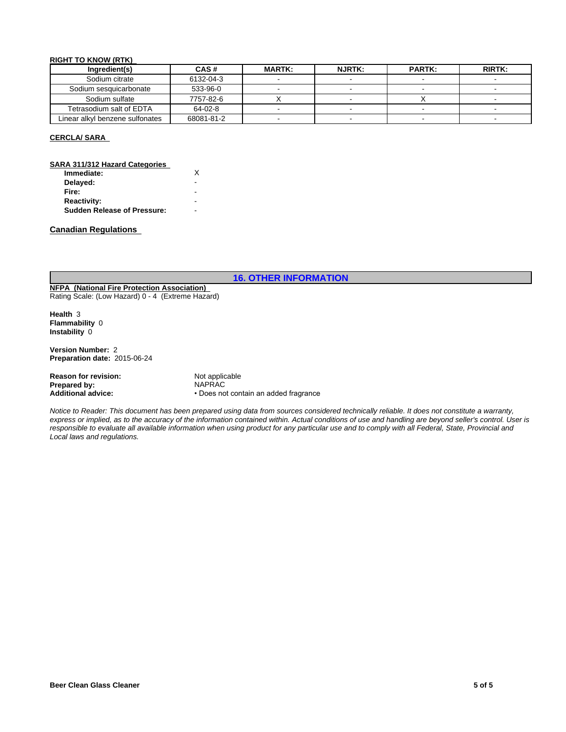**RIGHT TO KNOW (RTK)**

| Ingredient(s) | CAS # | MARTK: | NJRTK: | PARTK: | RIRTK: |
|---|---|---|---|---|---|
| Sodium citrate | 6132-04-3 | - | - | - | - |
| Sodium sesquicarbonate | 533-96-0 | - | - | - | - |
| Sodium sulfate | 7757-82-6 | X | - | X | - |
| Tetrasodium salt of EDTA | 64-02-8 | - | - | - | - |
| Linear alkyl benzene sulfonates | 68081-81-2 | - | - | - | - |

**CERCLA/ SARA**

**SARA 311/312 Hazard Categories**

| | |
|---|---|
| **Immediate:** | X |
| **Delayed:** | - |
| **Fire:** | - |
| **Reactivity:** | - |
| **Sudden Release of Pressure:** | - |

**Canadian Regulations**

## 16. OTHER INFORMATION

**NFPA (National Fire Protection Association)**
Rating Scale: (Low Hazard) 0 - 4 (Extreme Hazard)

**Health** 3
**Flammability** 0
**Instability** 0

**Version Number:** 2
**Preparation date:** 2015-06-24

**Reason for revision:** Not applicable
**Prepared by:** NAPRAC
**Additional advice:** • Does not contain an added fragrance

*Notice to Reader: This document has been prepared using data from sources considered technically reliable. It does not constitute a warranty, express or implied, as to the accuracy of the information contained within. Actual conditions of use and handling are beyond seller's control. User is responsible to evaluate all available information when using product for any particular use and to comply with all Federal, State, Provincial and Local laws and regulations.*